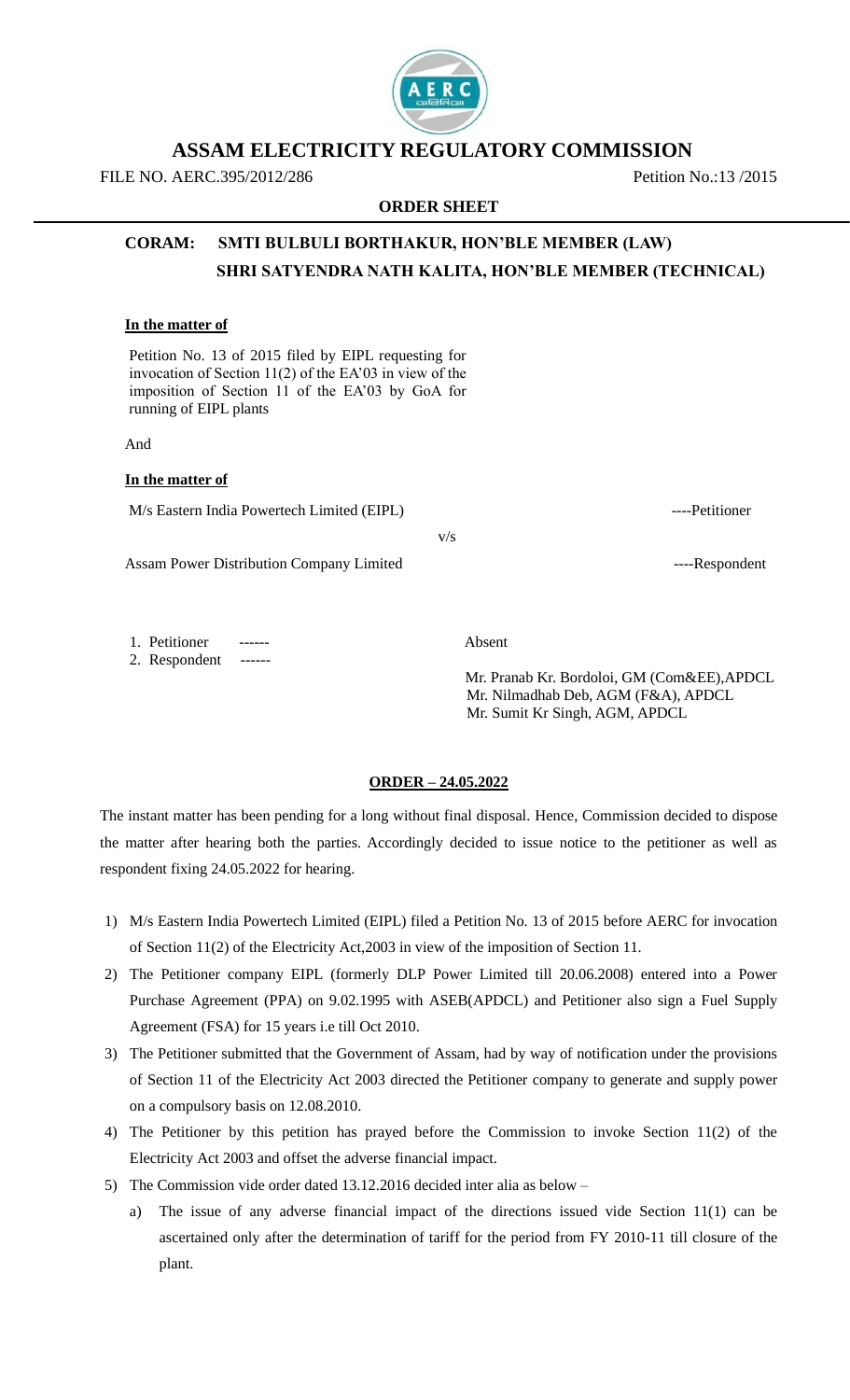# ASSAM ELECTRICITY REGULATORY COMMISSION

FILE NO. AERC.395/2012/286 Petition No.:13 /2015

**ORDER SHEET**

**CORAM: SMTI BULBULI BORTHAKUR, HON'BLE MEMBER (LAW)**
**SHRI SATYENDRA NATH KALITA, HON'BLE MEMBER (TECHNICAL)**

**In the matter of**

Petition No. 13 of 2015 filed by EIPL requesting for invocation of Section 11(2) of the EA'03 in view of the imposition of Section 11 of the EA'03 by GoA for running of EIPL plants

And

**In the matter of**

M/s Eastern India Powertech Limited (EIPL) ----Petitioner

v/s

Assam Power Distribution Company Limited ----Respondent

1. Petitioner ------ Absent
2. Respondent ------ Mr. Pranab Kr. Bordoloi, GM (Com&EE),APDCL
   Mr. Nilmadhab Deb, AGM (F&A), APDCL
   Mr. Sumit Kr Singh, AGM, APDCL

**ORDER – 24.05.2022**

The instant matter has been pending for a long without final disposal. Hence, Commission decided to dispose the matter after hearing both the parties. Accordingly decided to issue notice to the petitioner as well as respondent fixing 24.05.2022 for hearing.

1) M/s Eastern India Powertech Limited (EIPL) filed a Petition No. 13 of 2015 before AERC for invocation of Section 11(2) of the Electricity Act,2003 in view of the imposition of Section 11.
2) The Petitioner company EIPL (formerly DLP Power Limited till 20.06.2008) entered into a Power Purchase Agreement (PPA) on 9.02.1995 with ASEB(APDCL) and Petitioner also sign a Fuel Supply Agreement (FSA) for 15 years i.e till Oct 2010.
3) The Petitioner submitted that the Government of Assam, had by way of notification under the provisions of Section 11 of the Electricity Act 2003 directed the Petitioner company to generate and supply power on a compulsory basis on 12.08.2010.
4) The Petitioner by this petition has prayed before the Commission to invoke Section 11(2) of the Electricity Act 2003 and offset the adverse financial impact.
5) The Commission vide order dated 13.12.2016 decided inter alia as below –
   a) The issue of any adverse financial impact of the directions issued vide Section 11(1) can be ascertained only after the determination of tariff for the period from FY 2010-11 till closure of the plant.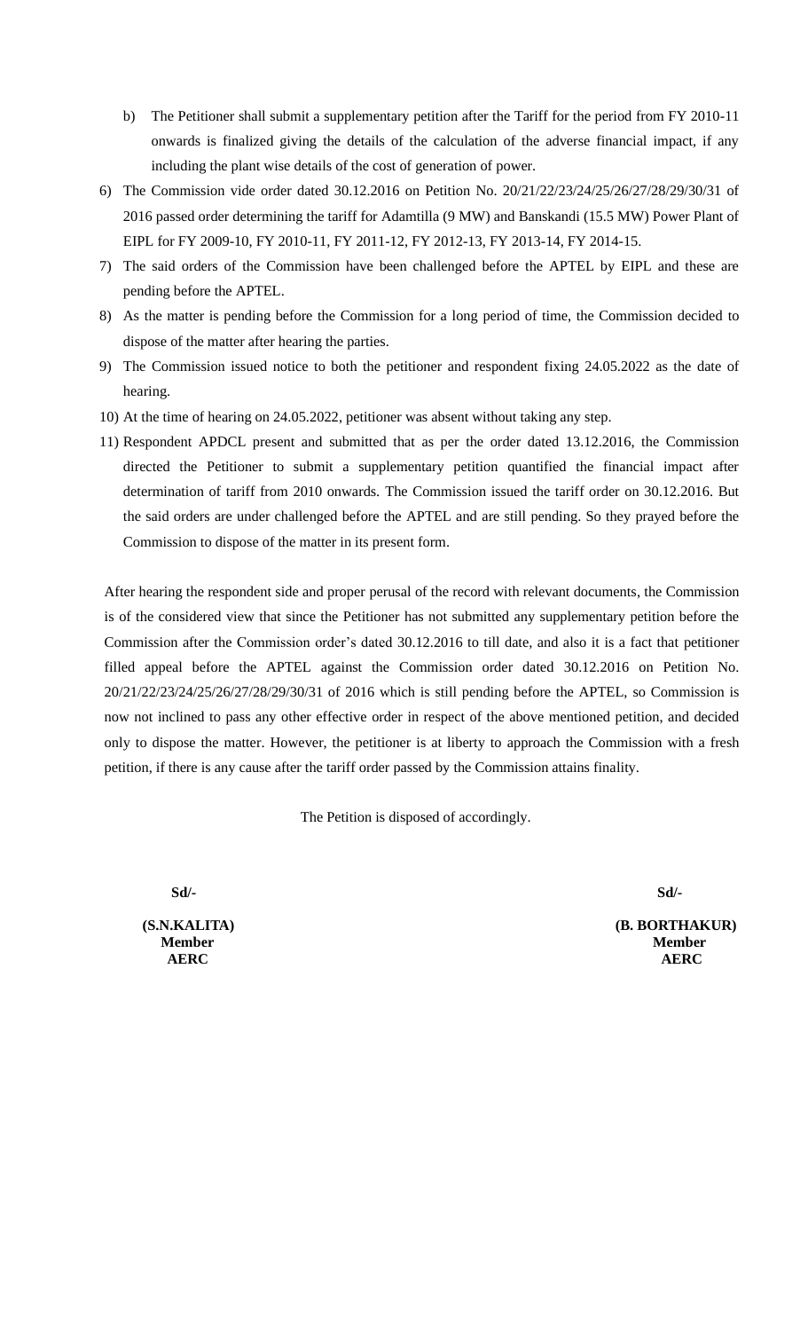b) The Petitioner shall submit a supplementary petition after the Tariff for the period from FY 2010-11 onwards is finalized giving the details of the calculation of the adverse financial impact, if any including the plant wise details of the cost of generation of power.

6) The Commission vide order dated 30.12.2016 on Petition No. 20/21/22/23/24/25/26/27/28/29/30/31 of 2016 passed order determining the tariff for Adamtilla (9 MW) and Banskandi (15.5 MW) Power Plant of EIPL for FY 2009-10, FY 2010-11, FY 2011-12, FY 2012-13, FY 2013-14, FY 2014-15.

7) The said orders of the Commission have been challenged before the APTEL by EIPL and these are pending before the APTEL.

8) As the matter is pending before the Commission for a long period of time, the Commission decided to dispose of the matter after hearing the parties.

9) The Commission issued notice to both the petitioner and respondent fixing 24.05.2022 as the date of hearing.

10) At the time of hearing on 24.05.2022, petitioner was absent without taking any step.

11) Respondent APDCL present and submitted that as per the order dated 13.12.2016, the Commission directed the Petitioner to submit a supplementary petition quantified the financial impact after determination of tariff from 2010 onwards. The Commission issued the tariff order on 30.12.2016. But the said orders are under challenged before the APTEL and are still pending. So they prayed before the Commission to dispose of the matter in its present form.

After hearing the respondent side and proper perusal of the record with relevant documents, the Commission is of the considered view that since the Petitioner has not submitted any supplementary petition before the Commission after the Commission order's dated 30.12.2016 to till date, and also it is a fact that petitioner filled appeal before the APTEL against the Commission order dated 30.12.2016 on Petition No. 20/21/22/23/24/25/26/27/28/29/30/31 of 2016 which is still pending before the APTEL, so Commission is now not inclined to pass any other effective order in respect of the above mentioned petition, and decided only to dispose the matter. However, the petitioner is at liberty to approach the Commission with a fresh petition, if there is any cause after the tariff order passed by the Commission attains finality.

The Petition is disposed of accordingly.

**Sd/-**

**(S.N.KALITA)**
**Member**
**AERC**

**Sd/-**

**(B. BORTHAKUR)**
**Member**
**AERC**